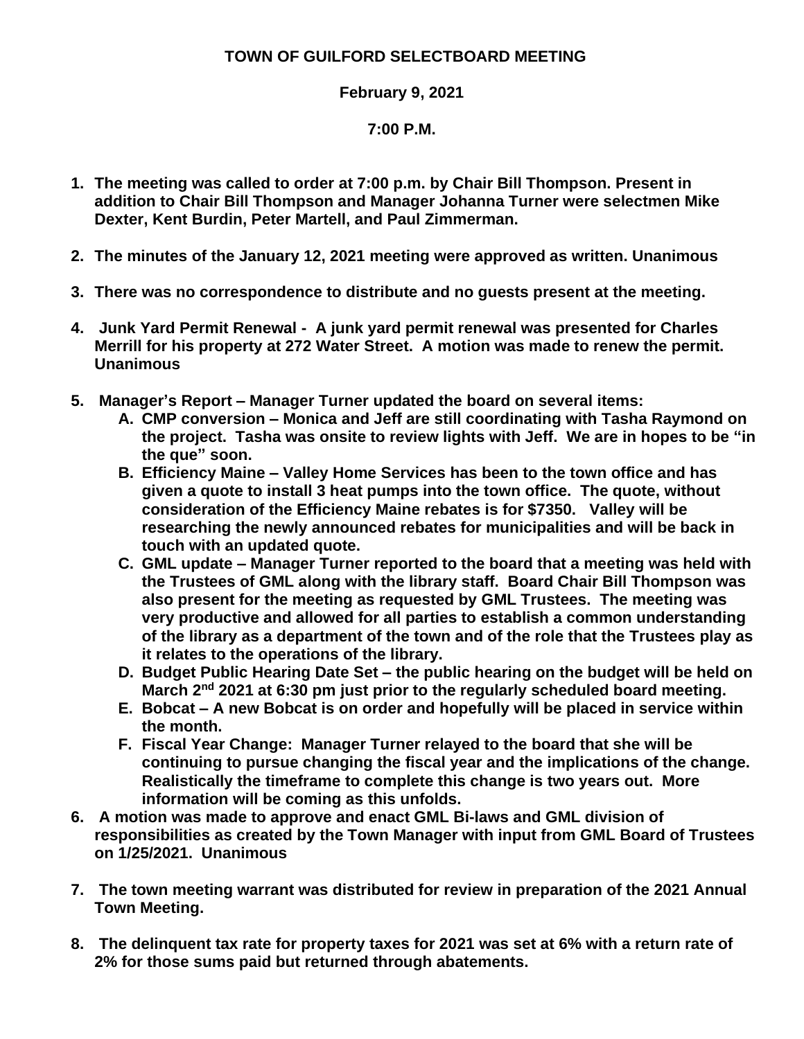**TOWN OF GUILFORD SELECTBOARD MEETING**

**February 9, 2021**

**7:00 P.M.**

1. **The meeting was called to order at 7:00 p.m. by Chair Bill Thompson. Present in addition to Chair Bill Thompson and Manager Johanna Turner were selectmen Mike Dexter, Kent Burdin, Peter Martell, and Paul Zimmerman.**

2. **The minutes of the January 12, 2021 meeting were approved as written. Unanimous**

3. **There was no correspondence to distribute and no guests present at the meeting.**

4. **Junk Yard Permit Renewal - A junk yard permit renewal was presented for Charles Merrill for his property at 272 Water Street. A motion was made to renew the permit. Unanimous**

5. **Manager's Report – Manager Turner updated the board on several items:**
   - A. **CMP conversion – Monica and Jeff are still coordinating with Tasha Raymond on the project. Tasha was onsite to review lights with Jeff. We are in hopes to be "in the que" soon.**
   - B. **Efficiency Maine – Valley Home Services has been to the town office and has given a quote to install 3 heat pumps into the town office. The quote, without consideration of the Efficiency Maine rebates is for $7350. Valley will be researching the newly announced rebates for municipalities and will be back in touch with an updated quote.**
   - C. **GML update – Manager Turner reported to the board that a meeting was held with the Trustees of GML along with the library staff. Board Chair Bill Thompson was also present for the meeting as requested by GML Trustees. The meeting was very productive and allowed for all parties to establish a common understanding of the library as a department of the town and of the role that the Trustees play as it relates to the operations of the library.**
   - D. **Budget Public Hearing Date Set – the public hearing on the budget will be held on March 2nd 2021 at 6:30 pm just prior to the regularly scheduled board meeting.**
   - E. **Bobcat – A new Bobcat is on order and hopefully will be placed in service within the month.**
   - F. **Fiscal Year Change: Manager Turner relayed to the board that she will be continuing to pursue changing the fiscal year and the implications of the change. Realistically the timeframe to complete this change is two years out. More information will be coming as this unfolds.**

6. **A motion was made to approve and enact GML Bi-laws and GML division of responsibilities as created by the Town Manager with input from GML Board of Trustees on 1/25/2021. Unanimous**

7. **The town meeting warrant was distributed for review in preparation of the 2021 Annual Town Meeting.**

8. **The delinquent tax rate for property taxes for 2021 was set at 6% with a return rate of 2% for those sums paid but returned through abatements.**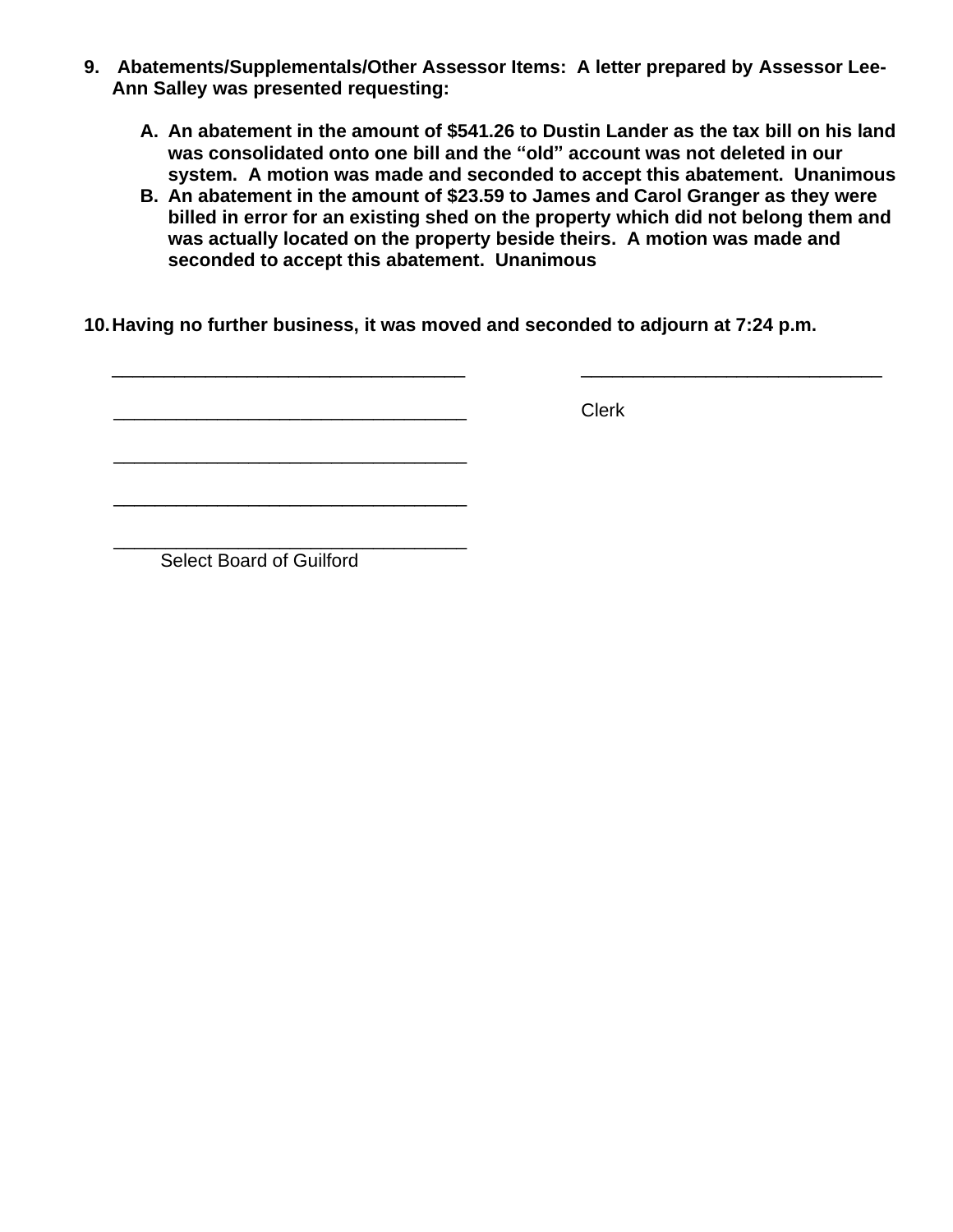9. **Abatements/Supplementals/Other Assessor Items: A letter prepared by Assessor Lee-Ann Salley was presented requesting:**

   A. **An abatement in the amount of $541.26 to Dustin Lander as the tax bill on his land was consolidated onto one bill and the "old" account was not deleted in our system. A motion was made and seconded to accept this abatement. Unanimous**
   B. **An abatement in the amount of $23.59 to James and Carol Granger as they were billed in error for an existing shed on the property which did not belong them and was actually located on the property beside theirs. A motion was made and seconded to accept this abatement. Unanimous**

10. **Having no further business, it was moved and seconded to adjourn at 7:24 p.m.**

___________________________________ ______________________________

___________________________________ Clerk

___________________________________

___________________________________

___________________________________
Select Board of Guilford